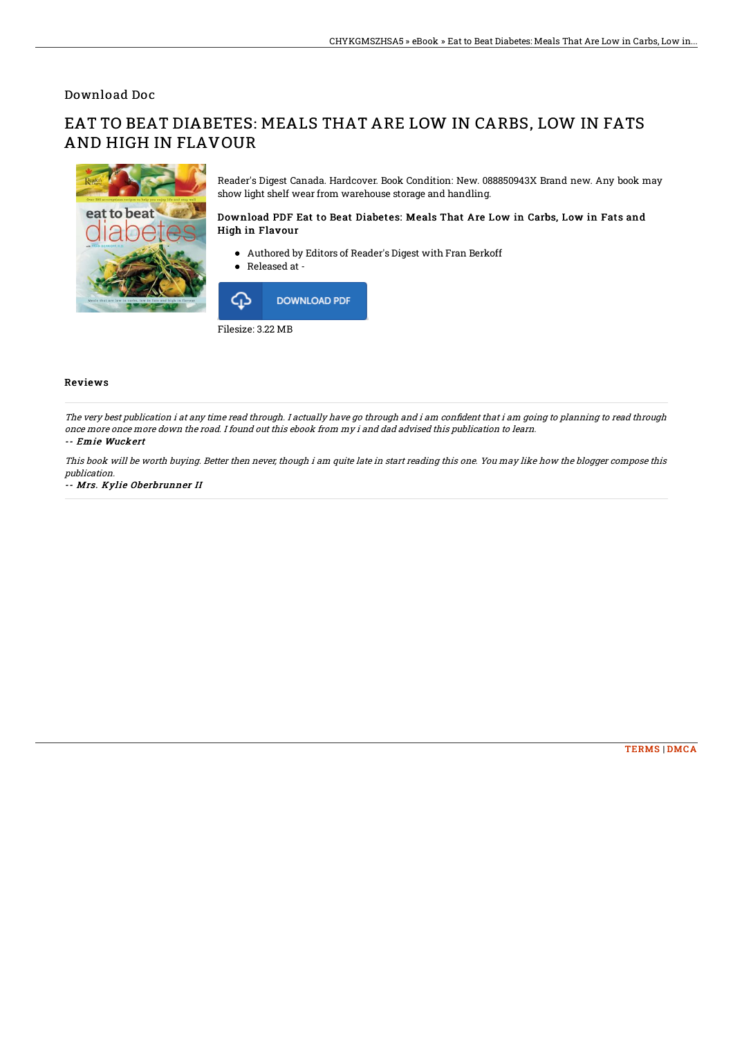Download Doc

# EAT TO BEAT DIABETES: MEALS THAT ARE LOW IN CARBS, LOW IN FATS AND HIGH IN FLAVOUR

Reader's Digest Canada. Hardcover. Book Condition: New. 088850943X Brand new. Any book may show light shelf wear from warehouse storage and handling.

### Download PDF Eat to Beat Diabetes: Meals That Are Low in Carbs, Low in Fats and High in Flavour

- Authored by Editors of Reader's Digest with Fran Berkoff
- Released at -

DOWNLOAD PDF

Filesize: 3.22 MB

## Reviews

*The very best publication i at any time read through. I actually have go through and i am confident that i am going to planning to read through once more once more down the road. I found out this ebook from my i and dad advised this publication to learn.*

*-- Emie Wuckert*

*This book will be worth buying. Better then never, though i am quite late in start reading this one. You may like how the blogger compose this publication.*

*-- Mrs. Kylie Oberbrunner II*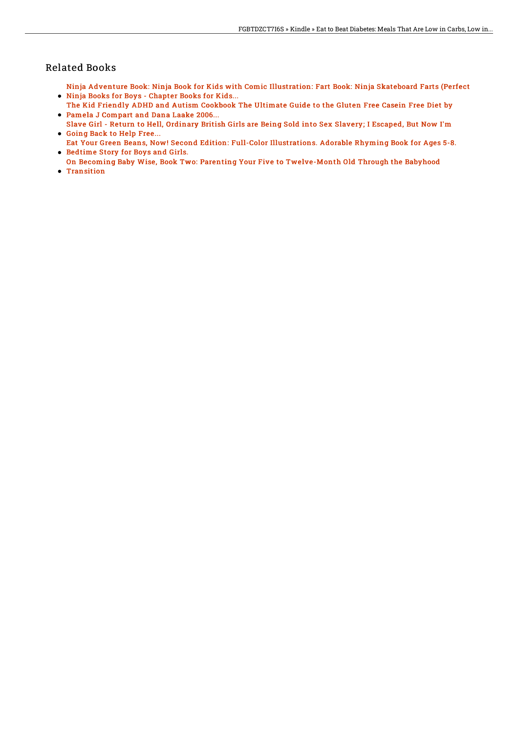## Related Books

- Ninja Adventure Book: Ninja Book for Kids with Comic Illustration: Fart Book: Ninja Skateboard Farts (Perfect Ninja Books for Boys - Chapter Books for Kids...
- The Kid Friendly ADHD and Autism Cookbook The Ultimate Guide to the Gluten Free Casein Free Diet by Pamela J Compart and Dana Laake 2006...
- Slave Girl - Return to Hell, Ordinary British Girls are Being Sold into Sex Slavery; I Escaped, But Now I'm Going Back to Help Free...
- Eat Your Green Beans, Now! Second Edition: Full-Color Illustrations. Adorable Rhyming Book for Ages 5-8. Bedtime Story for Boys and Girls.
- On Becoming Baby Wise, Book Two: Parenting Your Five to Twelve-Month Old Through the Babyhood Transition